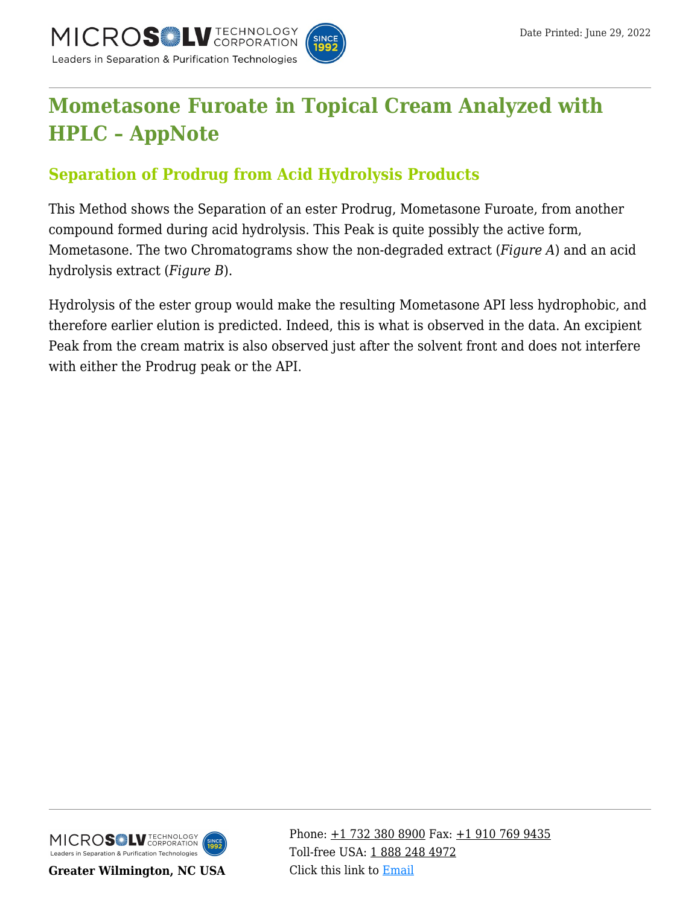# Mometasone Furoate in Topical Cream Analyzed with HPLC – AppNote

## Separation of Prodrug from Acid Hydrolysis Products

This Method shows the Separation of an ester Prodrug, Mometasone Furoate, from another compound formed during acid hydrolysis. This Peak is quite possibly the active form, Mometasone. The two Chromatograms show the non-degraded extract (*Figure A*) and an acid hydrolysis extract (*Figure B*).

Hydrolysis of the ester group would make the resulting Mometasone API less hydrophobic, and therefore earlier elution is predicted. Indeed, this is what is observed in the data. An excipient Peak from the cream matrix is also observed just after the solvent front and does not interfere with either the Prodrug peak or the API.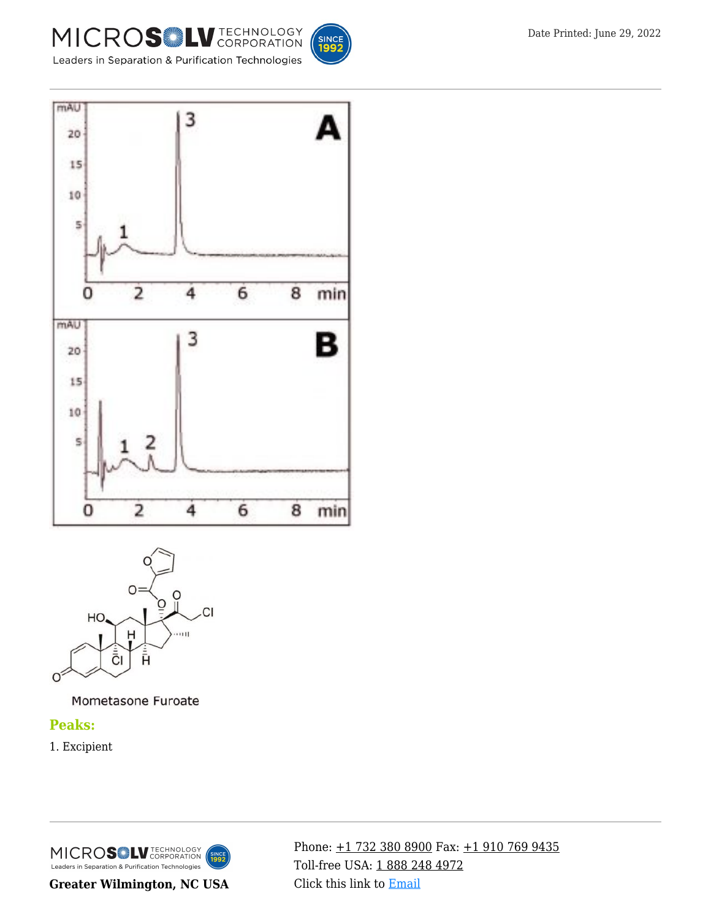Mometasone Furoate

## Peaks:

1. Excipient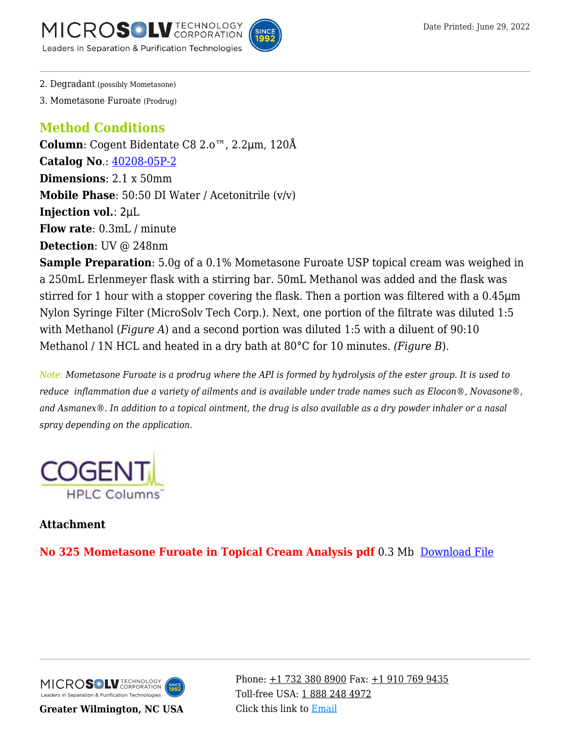2. Degradant (possibly Mometasone)

3. Mometasone Furoate (Prodrug)

## Method Conditions

**Column**: Cogent Bidentate C8 2.o™, 2.2µm, 120Å
**Catalog No.**: 40208-05P-2
**Dimensions**: 2.1 x 50mm
**Mobile Phase**: 50:50 DI Water / Acetonitrile (v/v)
**Injection vol.**: 2µL
**Flow rate**: 0.3mL / minute
**Detection**: UV @ 248nm
**Sample Preparation**: 5.0g of a 0.1% Mometasone Furoate USP topical cream was weighed in a 250mL Erlenmeyer flask with a stirring bar. 50mL Methanol was added and the flask was stirred for 1 hour with a stopper covering the flask. Then a portion was filtered with a 0.45µm Nylon Syringe Filter (MicroSolv Tech Corp.). Next, one portion of the filtrate was diluted 1:5 with Methanol (*Figure A*) and a second portion was diluted 1:5 with a diluent of 90:10 Methanol / 1N HCL and heated in a dry bath at 80°C for 10 minutes. (*Figure B*).

*Note: Mometasone Furoate is a prodrug where the API is formed by hydrolysis of the ester group. It is used to reduce inflammation due a variety of ailments and is available under trade names such as Elocon®, Novasone®, and Asmanex®. In addition to a topical ointment, the drug is also available as a dry powder inhaler or a nasal spray depending on the application.*

COGENT HPLC Columns™

**Attachment**

**No 325 Mometasone Furoate in Topical Cream Analysis pdf** 0.3 Mb Download File

Greater Wilmington, NC USA

Phone: +1 732 380 8900 Fax: +1 910 769 9435
Toll-free USA: 1 888 248 4972
Click this link to Email